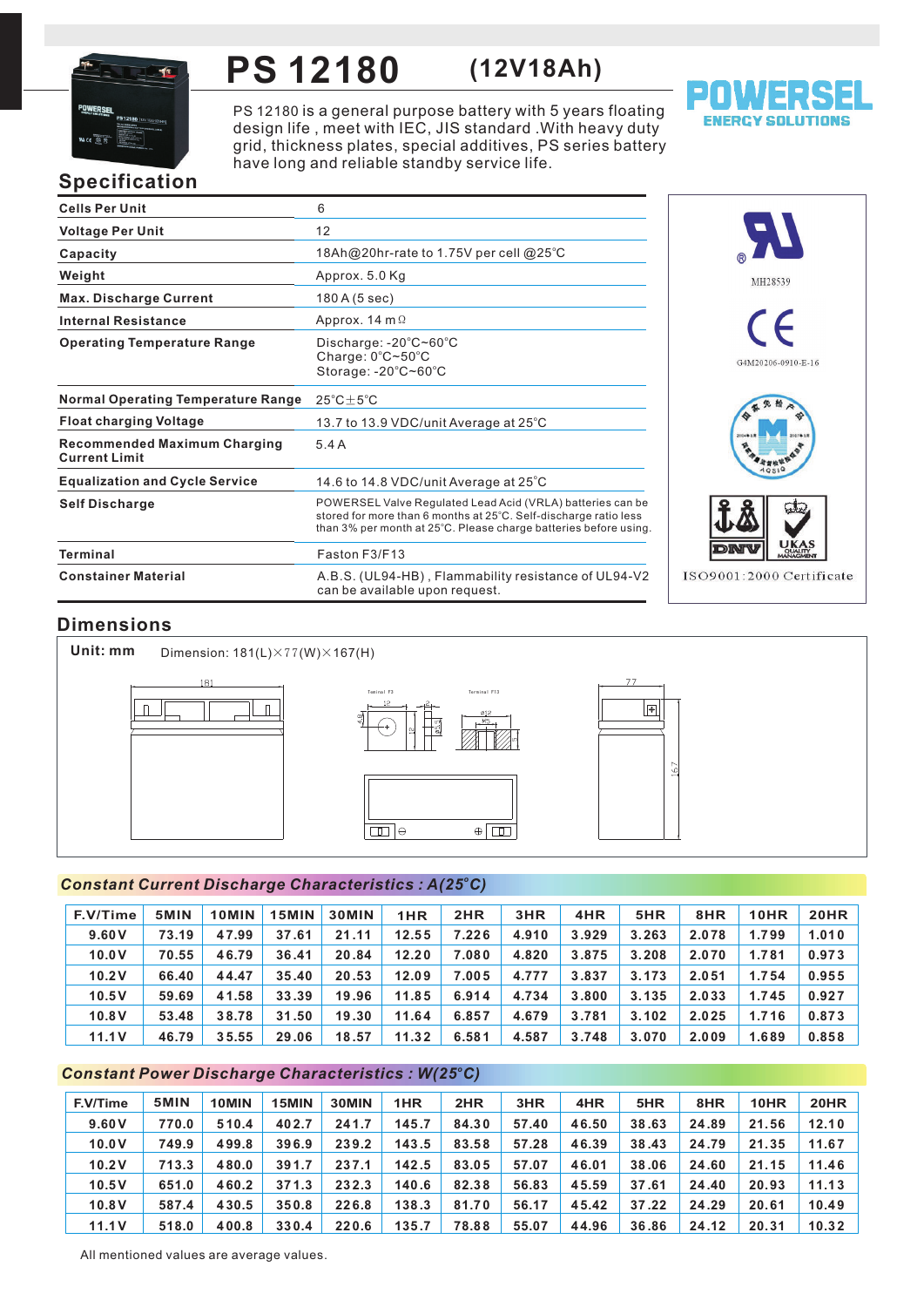# PS 12180 (12V18Ah)

POWERSEL ENERGY SOLUTIONS

PS 12180 is a general purpose battery with 5 years floating design life, meet with IEC, JIS standard .With heavy duty grid, thickness plates, special additives, PS series battery have long and reliable standby service life.

## Specification

| | |
|---|---|
| Cells Per Unit | 6 |
| Voltage Per Unit | 12 |
| Capacity | 18Ah@20hr-rate to 1.75V per cell @25°C |
| Weight | Approx. 5.0 Kg |
| Max. Discharge Current | 180 A (5 sec) |
| Internal Resistance | Approx. 14 mΩ |
| Operating Temperature Range | Discharge: -20°C~60°C<br>Charge: 0°C~50°C<br>Storage: -20°C~60°C |
| Normal Operating Temperature Range | 25°C±5°C |
| Float charging Voltage | 13.7 to 13.9 VDC/unit Average at 25°C |
| Recommended Maximum Charging Current Limit | 5.4 A |
| Equalization and Cycle Service | 14.6 to 14.8 VDC/unit Average at 25°C |
| Self Discharge | POWERSEL Valve Regulated Lead Acid (VRLA) batteries can be stored for more than 6 months at 25°C. Self-discharge ratio less than 3% per month at 25°C. Please charge batteries before using. |
| Terminal | Faston F3/F13 |
| Constainer Material | A.B.S. (UL94-HB) , Flammability resistance of UL94-V2 can be available upon request. |

MH28539

G4M20206-0910-E-16

ISO9001:2000 Certificate

## Dimensions

**Unit: mm** Dimension: 181(L)×77(W)×167(H)

## Constant Current Discharge Characteristics : A(25°C)

| F.V/Time | 5MIN | 10MIN | 15MIN | 30MIN | 1HR | 2HR | 3HR | 4HR | 5HR | 8HR | 10HR | 20HR |
|---|---|---|---|---|---|---|---|---|---|---|---|---|
| 9.60V | 73.19 | 47.99 | 37.61 | 21.11 | 12.55 | 7.226 | 4.910 | 3.929 | 3.263 | 2.078 | 1.799 | 1.010 |
| 10.0V | 70.55 | 46.79 | 36.41 | 20.84 | 12.20 | 7.080 | 4.820 | 3.875 | 3.208 | 2.070 | 1.781 | 0.973 |
| 10.2V | 66.40 | 44.47 | 35.40 | 20.53 | 12.09 | 7.005 | 4.777 | 3.837 | 3.173 | 2.051 | 1.754 | 0.955 |
| 10.5V | 59.69 | 41.58 | 33.39 | 19.96 | 11.85 | 6.914 | 4.734 | 3.800 | 3.135 | 2.033 | 1.745 | 0.927 |
| 10.8V | 53.48 | 38.78 | 31.50 | 19.30 | 11.64 | 6.857 | 4.679 | 3.781 | 3.102 | 2.025 | 1.716 | 0.873 |
| 11.1V | 46.79 | 35.55 | 29.06 | 18.57 | 11.32 | 6.581 | 4.587 | 3.748 | 3.070 | 2.009 | 1.689 | 0.858 |

## Constant Power Discharge Characteristics : W(25°C)

| F.V/Time | 5MIN | 10MIN | 15MIN | 30MIN | 1HR | 2HR | 3HR | 4HR | 5HR | 8HR | 10HR | 20HR |
|---|---|---|---|---|---|---|---|---|---|---|---|---|
| 9.60V | 770.0 | 510.4 | 402.7 | 241.7 | 145.7 | 84.30 | 57.40 | 46.50 | 38.63 | 24.89 | 21.56 | 12.10 |
| 10.0V | 749.9 | 499.8 | 396.9 | 239.2 | 143.5 | 83.58 | 57.28 | 46.39 | 38.43 | 24.79 | 21.35 | 11.67 |
| 10.2V | 713.3 | 480.0 | 391.7 | 237.1 | 142.5 | 83.05 | 57.07 | 46.01 | 38.06 | 24.60 | 21.15 | 11.46 |
| 10.5V | 651.0 | 460.2 | 371.3 | 232.3 | 140.6 | 82.38 | 56.83 | 45.59 | 37.61 | 24.40 | 20.93 | 11.13 |
| 10.8V | 587.4 | 430.5 | 350.8 | 226.8 | 138.3 | 81.70 | 56.17 | 45.42 | 37.22 | 24.29 | 20.61 | 10.49 |
| 11.1V | 518.0 | 400.8 | 330.4 | 220.6 | 135.7 | 78.88 | 55.07 | 44.96 | 36.86 | 24.12 | 20.31 | 10.32 |

All mentioned values are average values.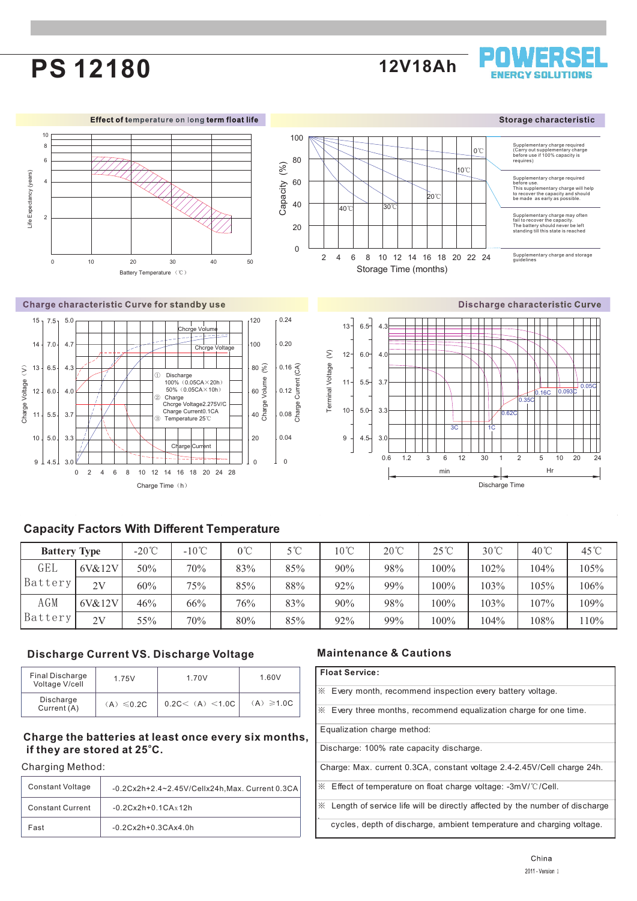# PS 12180

**12V18Ah**

POWERSEL
ENERGY SOLUTIONS

## Effect of temperature on long term float life

Life Expectancy (years)
10
8
6
4
2
0 10 20 30 40 50
Battery Temperature （℃）

## Storage characteristic

Capacity (%)
100
80
60
40
20
0
2 4 6 8 10 12 14 16 18 20 22 24
Storage Time (months)
0℃
10℃
20℃
30℃
40℃

Supplementary charge required (Carry out supplementary charge before use if 100% capacity is requires)

Supplementary charge required before use. This supplementary charge will help to recover the capacity and should be made as early as possible.

Supplementary charge may often fail to recover the capacity. The battery should never be left standing till this state is reached

Supplementary charge and storage guidelines

## Charge characteristic Curve for standby use

Charge Voltage (V)
15 7.5 5.0
14 7.0 4.7
13 6.5 4.3
12 6.0 4.0
11 5.5 3.7
10 5.0 3.3
9 4.5 3.0

Charge Volume (%)
120
100
80
60
40
20
0

Charge Current (CA)
0.24
0.20
0.16
0.12
0.08
0.04
0

Chcrge Volume
Chcrge Voltage
① Discharge
100% （0.05CA×20h）
50% （0.05CA×10h）
② Charge
Chcrge Voltage2.275V/C
Charge Current0.1CA
③ Temperature 25℃
Charge Current

0 2 4 6 8 10 12 14 16 18 20 24 28
Charge Time（h）

## Discharge characteristic Curve

Terminal Voltage (V)
13 6.5 4.3
12 6.0 4.0
11 5.5 3.7
10 5.0 3.3
9 4.5 3.0

0.05C
0.093C
0.16C
0.35C
0.62C
1C
3C

0.6 1.2 3 6 12 30 1 2 5 10 20 24
min Hr
Discharge Time

## Capacity Factors With Different Temperature

| Battery Type | | -20℃ | -10℃ | 0℃ | 5℃ | 10℃ | 20℃ | 25℃ | 30℃ | 40℃ | 45℃ |
|---|---|---|---|---|---|---|---|---|---|---|---|
| GEL Battery | 6V&12V | 50% | 70% | 83% | 85% | 90% | 98% | 100% | 102% | 104% | 105% |
| | 2V | 60% | 75% | 85% | 88% | 92% | 99% | 100% | 103% | 105% | 106% |
| AGM Battery | 6V&12V | 46% | 66% | 76% | 83% | 90% | 98% | 100% | 103% | 107% | 109% |
| | 2V | 55% | 70% | 80% | 85% | 92% | 99% | 100% | 104% | 108% | 110% |

## Discharge Current VS. Discharge Voltage

| | | | |
|---|---|---|---|
| Final Discharge Voltage V/cell | 1.75V | 1.70V | 1.60V |
| Discharge Current (A) | （A）≤0.2C | 0.2C<（A）<1.0C | （A）≥1.0C |

## Charge the batteries at least once every six months, if they are stored at 25℃.

Charging Method:

| | |
|---|---|
| Constant Voltage | -0.2Cx2h+2.4~2.45V/Cellx24h,Max. Current 0.3CA |
| Constant Current | -0.2Cx2h+0.1CAx12h |
| Fast | -0.2Cx2h+0.3CAx4.0h |

## Maintenance & Cautions

**Float Service:**

※ Every month, recommend inspection every battery voltage.

※ Every three months, recommend equalization charge for one time.

Equalization charge method:

Discharge: 100% rate capacity discharge.

Charge: Max. current 0.3CA, constant voltage 2.4-2.45V/Cell charge 24h.

※ Effect of temperature on float charge voltage: -3mV/℃/Cell.

※ Length of service life will be directly affected by the number of discharge cycles, depth of discharge, ambient temperature and charging voltage.

China

2011 - Version 1